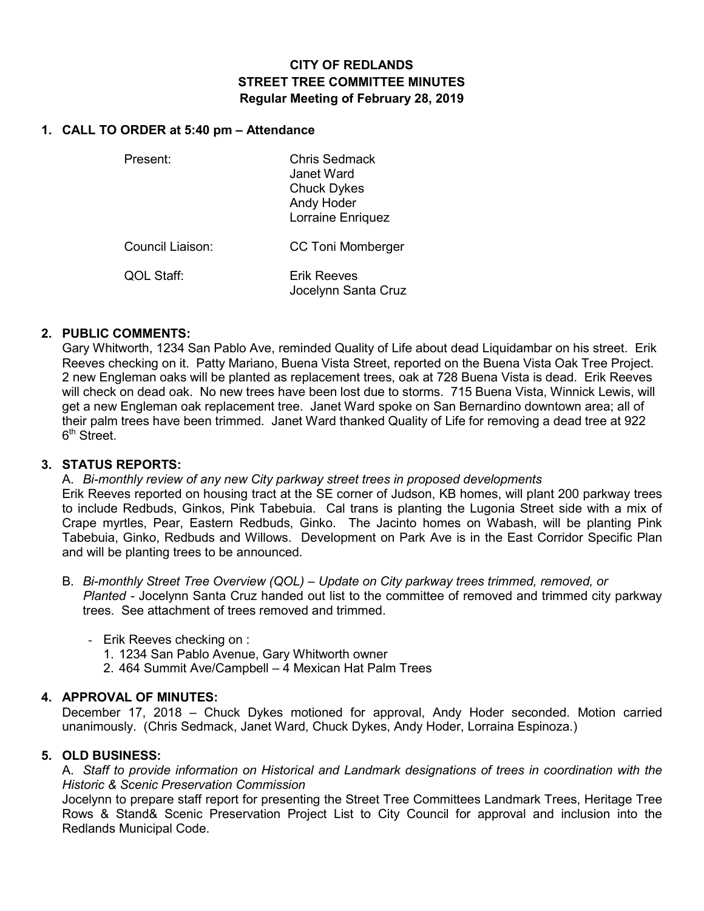# CITY OF REDLANDS
## STREET TREE COMMITTEE MINUTES
### Regular Meeting of February 28, 2019

**1. CALL TO ORDER at 5:40 pm – Attendance**

| | |
|---|---|
| Present: | Chris Sedmack<br>Janet Ward<br>Chuck Dykes<br>Andy Hoder<br>Lorraine Enriquez |
| Council Liaison: | CC Toni Momberger |
| QOL Staff: | Erik Reeves<br>Jocelynn Santa Cruz |

**2. PUBLIC COMMENTS:**

Gary Whitworth, 1234 San Pablo Ave, reminded Quality of Life about dead Liquidambar on his street. Erik Reeves checking on it. Patty Mariano, Buena Vista Street, reported on the Buena Vista Oak Tree Project. 2 new Engleman oaks will be planted as replacement trees, oak at 728 Buena Vista is dead. Erik Reeves will check on dead oak. No new trees have been lost due to storms. 715 Buena Vista, Winnick Lewis, will get a new Engleman oak replacement tree. Janet Ward spoke on San Bernardino downtown area; all of their palm trees have been trimmed. Janet Ward thanked Quality of Life for removing a dead tree at 922 6th Street.

**3. STATUS REPORTS:**

A. *Bi-monthly review of any new City parkway street trees in proposed developments*

Erik Reeves reported on housing tract at the SE corner of Judson, KB homes, will plant 200 parkway trees to include Redbuds, Ginkos, Pink Tabebuia. Cal trans is planting the Lugonia Street side with a mix of Crape myrtles, Pear, Eastern Redbuds, Ginko. The Jacinto homes on Wabash, will be planting Pink Tabebuia, Ginko, Redbuds and Willows. Development on Park Ave is in the East Corridor Specific Plan and will be planting trees to be announced.

B. *Bi-monthly Street Tree Overview (QOL) – Update on City parkway trees trimmed, removed, or Planted* - Jocelynn Santa Cruz handed out list to the committee of removed and trimmed city parkway trees. See attachment of trees removed and trimmed.

- Erik Reeves checking on :
  1. 1234 San Pablo Avenue, Gary Whitworth owner
  2. 464 Summit Ave/Campbell – 4 Mexican Hat Palm Trees

**4. APPROVAL OF MINUTES:**

December 17, 2018 – Chuck Dykes motioned for approval, Andy Hoder seconded. Motion carried unanimously. (Chris Sedmack, Janet Ward, Chuck Dykes, Andy Hoder, Lorraina Espinoza.)

**5. OLD BUSINESS:**

A. *Staff to provide information on Historical and Landmark designations of trees in coordination with the Historic & Scenic Preservation Commission*

Jocelynn to prepare staff report for presenting the Street Tree Committees Landmark Trees, Heritage Tree Rows & Stand& Scenic Preservation Project List to City Council for approval and inclusion into the Redlands Municipal Code.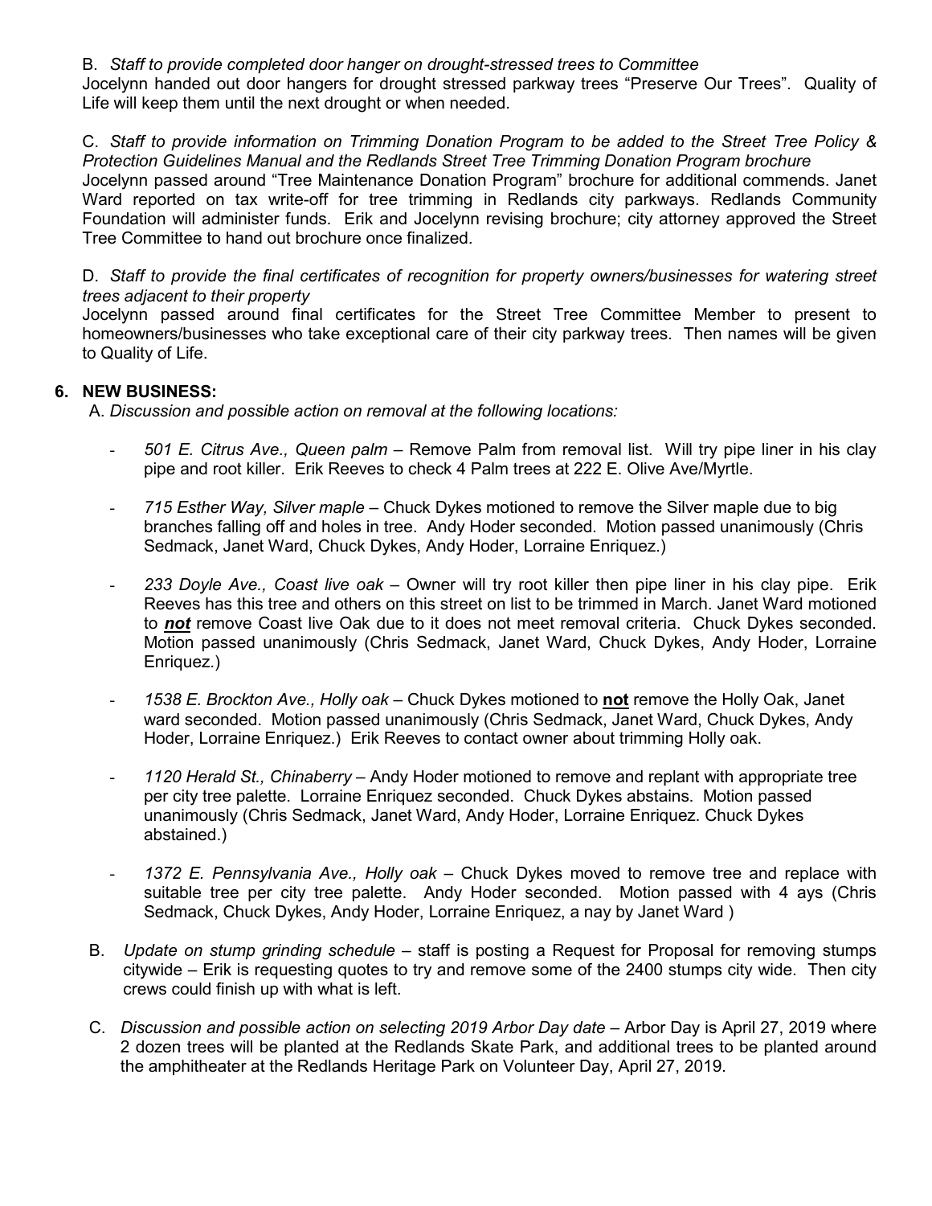B. *Staff to provide completed door hanger on drought-stressed trees to Committee*
Jocelynn handed out door hangers for drought stressed parkway trees “Preserve Our Trees”. Quality of Life will keep them until the next drought or when needed.

C. *Staff to provide information on Trimming Donation Program to be added to the Street Tree Policy & Protection Guidelines Manual and the Redlands Street Tree Trimming Donation Program brochure*
Jocelynn passed around “Tree Maintenance Donation Program” brochure for additional commends. Janet Ward reported on tax write-off for tree trimming in Redlands city parkways. Redlands Community Foundation will administer funds. Erik and Jocelynn revising brochure; city attorney approved the Street Tree Committee to hand out brochure once finalized.

D. *Staff to provide the final certificates of recognition for property owners/businesses for watering street trees adjacent to their property*
Jocelynn passed around final certificates for the Street Tree Committee Member to present to homeowners/businesses who take exceptional care of their city parkway trees. Then names will be given to Quality of Life.

**6. NEW BUSINESS:**

A. *Discussion and possible action on removal at the following locations:*

- *501 E. Citrus Ave., Queen palm* – Remove Palm from removal list. Will try pipe liner in his clay pipe and root killer. Erik Reeves to check 4 Palm trees at 222 E. Olive Ave/Myrtle.

- *715 Esther Way, Silver maple* – Chuck Dykes motioned to remove the Silver maple due to big branches falling off and holes in tree. Andy Hoder seconded. Motion passed unanimously (Chris Sedmack, Janet Ward, Chuck Dykes, Andy Hoder, Lorraine Enriquez.)

- *233 Doyle Ave., Coast live oak* – Owner will try root killer then pipe liner in his clay pipe. Erik Reeves has this tree and others on this street on list to be trimmed in March. Janet Ward motioned to ***not*** remove Coast live Oak due to it does not meet removal criteria. Chuck Dykes seconded. Motion passed unanimously (Chris Sedmack, Janet Ward, Chuck Dykes, Andy Hoder, Lorraine Enriquez.)

- *1538 E. Brockton Ave., Holly oak* – Chuck Dykes motioned to **not** remove the Holly Oak, Janet ward seconded. Motion passed unanimously (Chris Sedmack, Janet Ward, Chuck Dykes, Andy Hoder, Lorraine Enriquez.) Erik Reeves to contact owner about trimming Holly oak.

- *1120 Herald St., Chinaberry* – Andy Hoder motioned to remove and replant with appropriate tree per city tree palette. Lorraine Enriquez seconded. Chuck Dykes abstains. Motion passed unanimously (Chris Sedmack, Janet Ward, Andy Hoder, Lorraine Enriquez. Chuck Dykes abstained.)

- *1372 E. Pennsylvania Ave., Holly oak* – Chuck Dykes moved to remove tree and replace with suitable tree per city tree palette. Andy Hoder seconded. Motion passed with 4 ays (Chris Sedmack, Chuck Dykes, Andy Hoder, Lorraine Enriquez, a nay by Janet Ward )

B. *Update on stump grinding schedule* – staff is posting a Request for Proposal for removing stumps citywide – Erik is requesting quotes to try and remove some of the 2400 stumps city wide. Then city crews could finish up with what is left.

C. *Discussion and possible action on selecting 2019 Arbor Day date* – Arbor Day is April 27, 2019 where 2 dozen trees will be planted at the Redlands Skate Park, and additional trees to be planted around the amphitheater at the Redlands Heritage Park on Volunteer Day, April 27, 2019.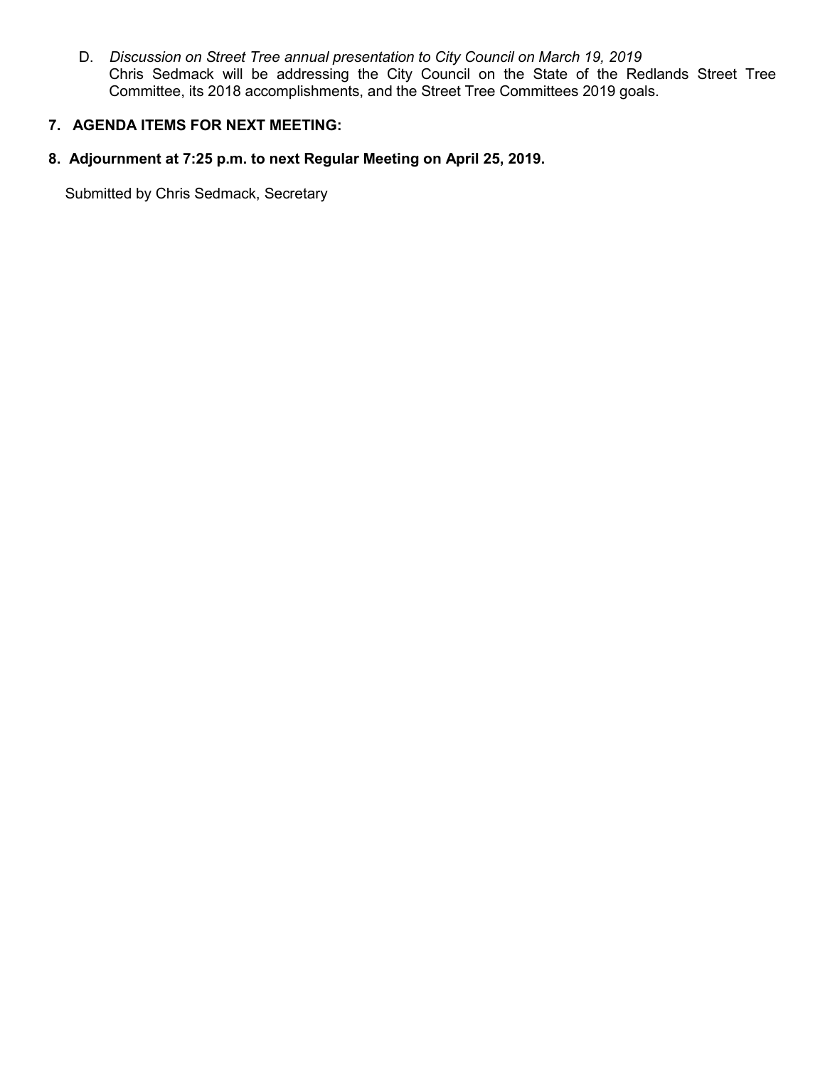D. *Discussion on Street Tree annual presentation to City Council on March 19, 2019*
Chris Sedmack will be addressing the City Council on the State of the Redlands Street Tree Committee, its 2018 accomplishments, and the Street Tree Committees 2019 goals.

**7. AGENDA ITEMS FOR NEXT MEETING:**

**8. Adjournment at 7:25 p.m. to next Regular Meeting on April 25, 2019.**

Submitted by Chris Sedmack, Secretary